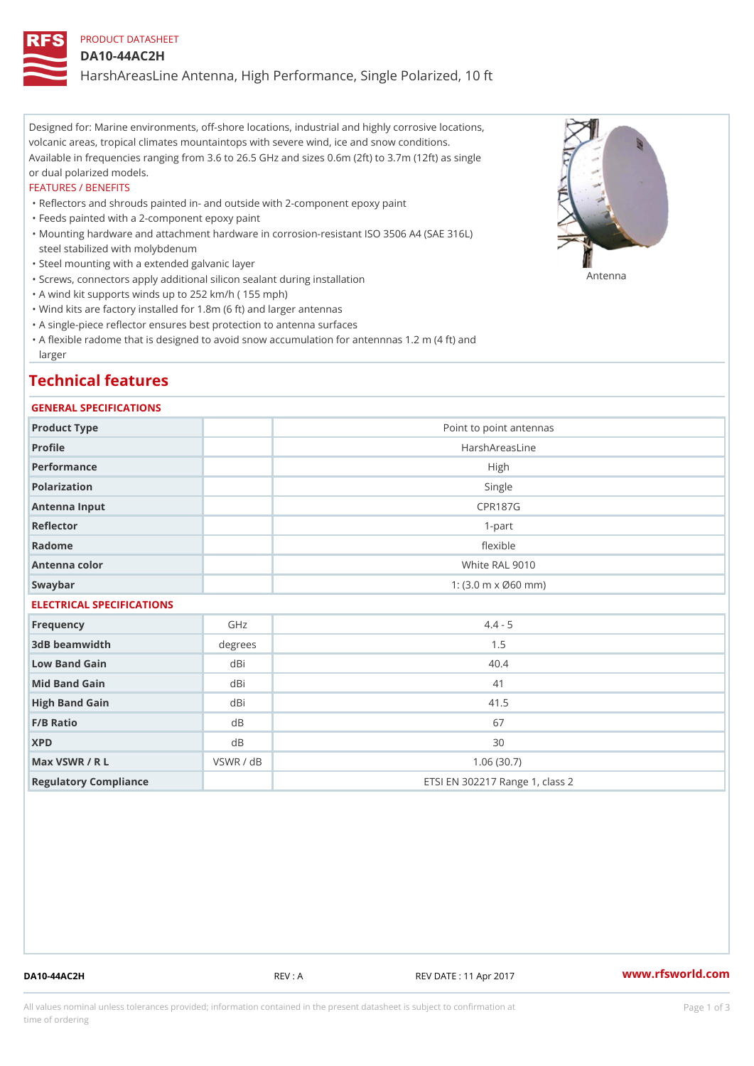PRODUCT DATASHEET

# DA10-44AC2H

HarshAreasLine Antenna, High Performance, Single Polarized, 10 ft

Designed for: Marine environments, off-shore locations, industrial and highly corrosive locations, volcanic areas, tropical climates mountaintops with severe wind, ice and snow conditions. Available in frequencies ranging from 3.6 to 26.5 GHz and sizes 0.6m (2ft) to 3.7m (12ft) as single or dual polarized models.

FEATURES / BENEFITS

- Reflectors and shrouds painted in- and outside with 2-component epoxy paint
- Feeds painted with a 2-component epoxy paint
- Mounting hardware and attachment hardware in corrosion-resistant ISO 3506 A4 (SAE 316L) steel stabilized with molybdenum
- Steel mounting with a extended galvanic layer
- Screws, connectors apply additional silicon sealant during installation
- A wind kit supports winds up to 252 km/h ( 155 mph)
- Wind kits are factory installed for 1.8m (6 ft) and larger antennas
- A single-piece reflector ensures best protection to antenna surfaces
- A flexible radome that is designed to avoid snow accumulation for antennnas 1.2 m (4 ft) and larger

Antenna

## Technical features

### GENERAL SPECIFICATIONS

| | | |
|---|---|---|
| Product Type | | Point to point antennas |
| Profile | | HarshAreasLine |
| Performance | | High |
| Polarization | | Single |
| Antenna Input | | CPR187G |
| Reflector | | 1-part |
| Radome | | flexible |
| Antenna color | | White RAL 9010 |
| Swaybar | | 1: (3.0 m x Ø60 mm) |

### ELECTRICAL SPECIFICATIONS

| | | |
|---|---|---|
| Frequency | GHz | 4.4 - 5 |
| 3dB beamwidth | degrees | 1.5 |
| Low Band Gain | dBi | 40.4 |
| Mid Band Gain | dBi | 41 |
| High Band Gain | dBi | 41.5 |
| F/B Ratio | dB | 67 |
| XPD | dB | 30 |
| Max VSWR / R L | VSWR / dB | 1.06 (30.7) |
| Regulatory Compliance | | ETSI EN 302217 Range 1, class 2 |

DA10-44AC2H REV : A REV DATE : 11 Apr 2017 www.rfsworld.com

All values nominal unless tolerances provided; information contained in the present datasheet is subject to confirmation at time of ordering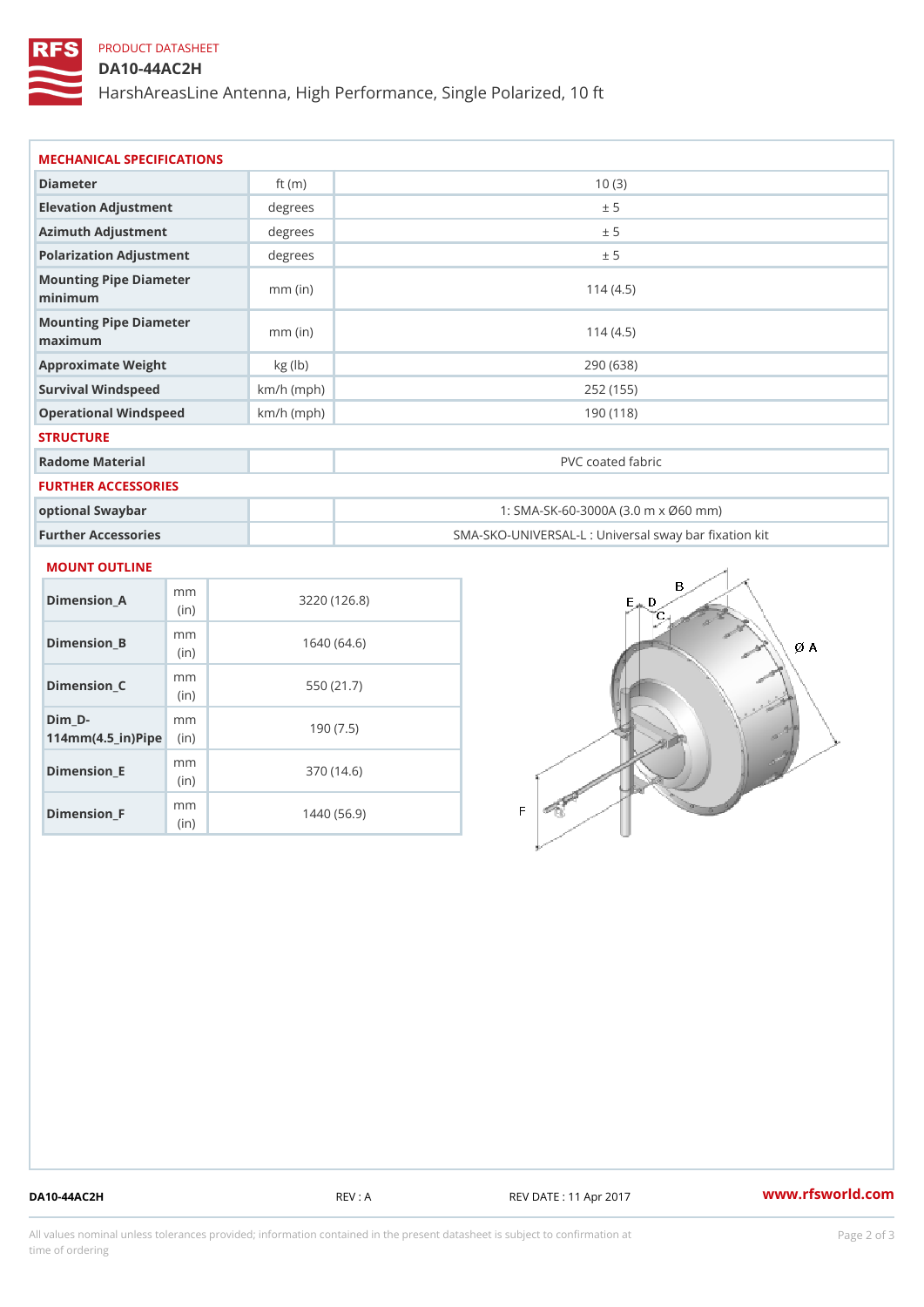PRODUCT DATASHEET

# DA10-44AC2H

HarshAreasLine Antenna, High Performance, Single Polarized, 10 ft

## MECHANICAL SPECIFICATIONS

| | | |
|---|---|---|
| Diameter | ft (m) | 10 (3) |
| Elevation Adjustment | degrees | ± 5 |
| Azimuth Adjustment | degrees | ± 5 |
| Polarization Adjustment | degrees | ± 5 |
| Mounting Pipe Diameter minimum | mm (in) | 114 (4.5) |
| Mounting Pipe Diameter maximum | mm (in) | 114 (4.5) |
| Approximate Weight | kg (lb) | 290 (638) |
| Survival Windspeed | km/h (mph) | 252 (155) |
| Operational Windspeed | km/h (mph) | 190 (118) |

## STRUCTURE

| | | |
|---|---|---|
| Radome Material | | PVC coated fabric |

## FURTHER ACCESSORIES

| | | |
|---|---|---|
| optional Swaybar | | 1: SMA-SK-60-3000A (3.0 m x Ø60 mm) |
| Further Accessories | | SMA-SKO-UNIVERSAL-L : Universal sway bar fixation kit |

## MOUNT OUTLINE

| | | |
|---|---|---|
| Dimension_A | mm (in) | 3220 (126.8) |
| Dimension_B | mm (in) | 1640 (64.6) |
| Dimension_C | mm (in) | 550 (21.7) |
| Dim_D-114mm(4.5_in)Pipe | mm (in) | 190 (7.5) |
| Dimension_E | mm (in) | 370 (14.6) |
| Dimension_F | mm (in) | 1440 (56.9) |

DA10-44AC2H REV : A REV DATE : 11 Apr 2017 www.rfsworld.com

All values nominal unless tolerances provided; information contained in the present datasheet is subject to confirmation at time of ordering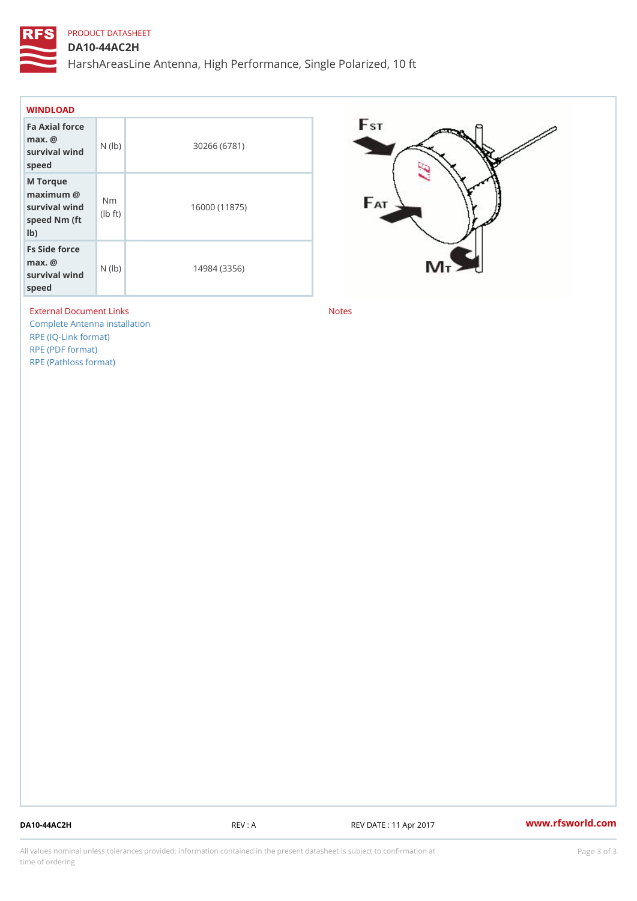PRODUCT DATASHEET

# DA10-44AC2H

HarshAreasLine Antenna, High Performance, Single Polarized, 10 ft

## WINDLOAD

| | | |
|---|---|---|
| Fa Axial force max. @ survival wind speed | N (lb) | 30266 (6781) |
| M Torque maximum @ survival wind speed Nm (ft lb) | Nm (lb ft) | 16000 (11875) |
| Fs Side force max. @ survival wind speed | N (lb) | 14984 (3356) |

FST

FAT

MT

External Document Links

Complete Antenna installation

RPE (IQ-Link format)

RPE (PDF format)

RPE (Pathloss format)

Notes

DA10-44AC2H REV : A REV DATE : 11 Apr 2017 www.rfsworld.com

All values nominal unless tolerances provided; information contained in the present datasheet is subject to confirmation at time of ordering